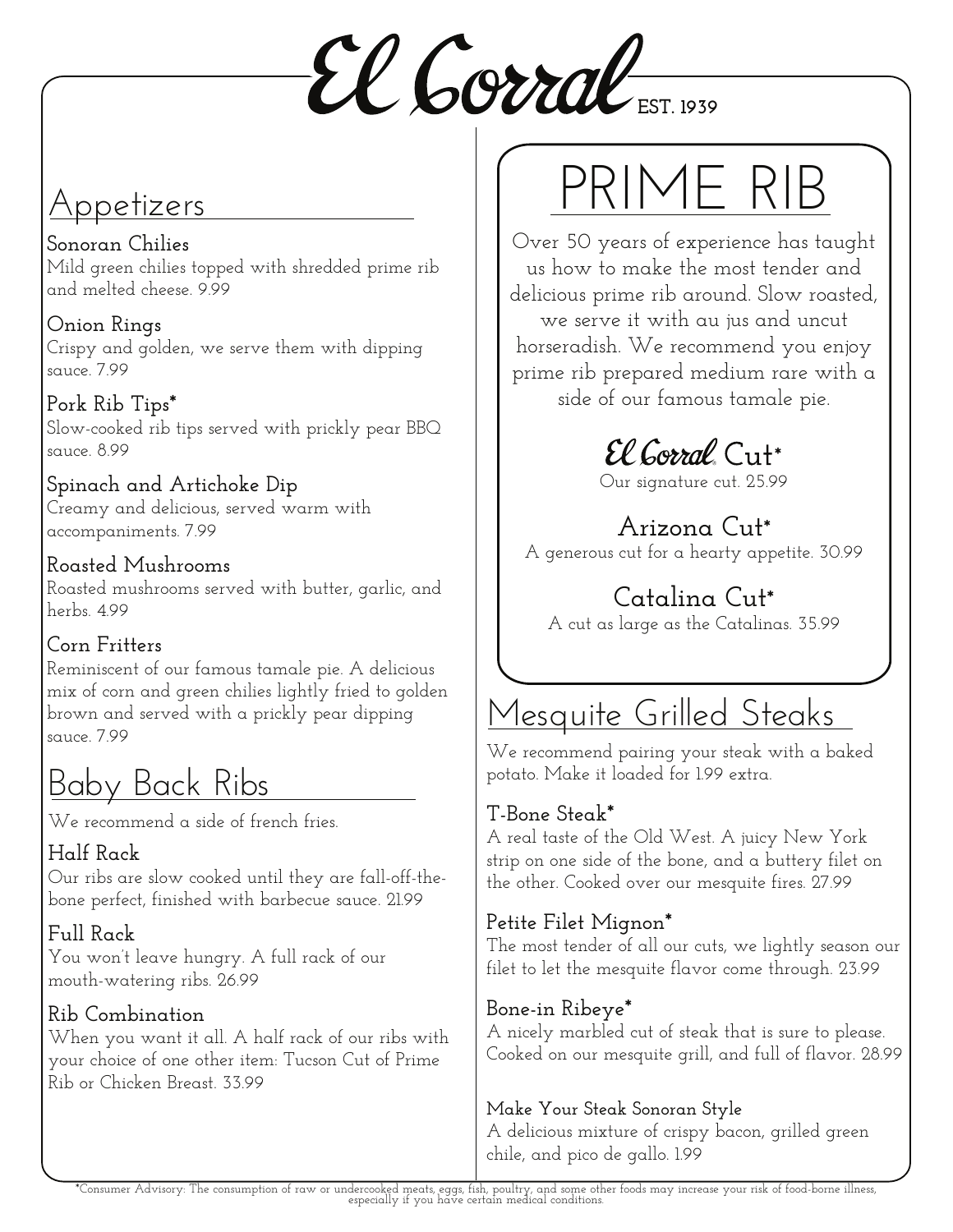# El Corral

EST. 1939

## Appetizers

**Sonoran Chilies**
Mild green chilies topped with shredded prime rib and melted cheese. 9.99

**Onion Rings**
Crispy and golden, we serve them with dipping sauce. 7.99

**Pork Rib Tips***
Slow-cooked rib tips served with prickly pear BBQ sauce. 8.99

**Spinach and Artichoke Dip**
Creamy and delicious, served warm with accompaniments. 7.99

**Roasted Mushrooms**
Roasted mushrooms served with butter, garlic, and herbs. 4.99

**Corn Fritters**
Reminiscent of our famous tamale pie. A delicious mix of corn and green chilies lightly fried to golden brown and served with a prickly pear dipping sauce. 7.99

## Baby Back Ribs

We recommend a side of french fries.

**Half Rack**
Our ribs are slow cooked until they are fall-off-the-bone perfect, finished with barbecue sauce. 21.99

**Full Rack**
You won't leave hungry. A full rack of our mouth-watering ribs. 26.99

**Rib Combination**
When you want it all. A half rack of our ribs with your choice of one other item: Tucson Cut of Prime Rib or Chicken Breast. 33.99

## PRIME RIB

Over 50 years of experience has taught us how to make the most tender and delicious prime rib around. Slow roasted, we serve it with au jus and uncut horseradish. We recommend you enjoy prime rib prepared medium rare with a side of our famous tamale pie.

**El Corral Cut***
Our signature cut. 25.99

**Arizona Cut***
A generous cut for a hearty appetite. 30.99

**Catalina Cut***
A cut as large as the Catalinas. 35.99

## Mesquite Grilled Steaks

We recommend pairing your steak with a baked potato. Make it loaded for 1.99 extra.

**T-Bone Steak***
A real taste of the Old West. A juicy New York strip on one side of the bone, and a buttery filet on the other. Cooked over our mesquite fires. 27.99

**Petite Filet Mignon***
The most tender of all our cuts, we lightly season our filet to let the mesquite flavor come through. 23.99

**Bone-in Ribeye***
A nicely marbled cut of steak that is sure to please. Cooked on our mesquite grill, and full of flavor. 28.99

**Make Your Steak Sonoran Style**
A delicious mixture of crispy bacon, grilled green chile, and pico de gallo. 1.99

*Consumer Advisory: The consumption of raw or undercooked meats, eggs, fish, poultry, and some other foods may increase your risk of food-borne illness, especially if you have certain medical conditions.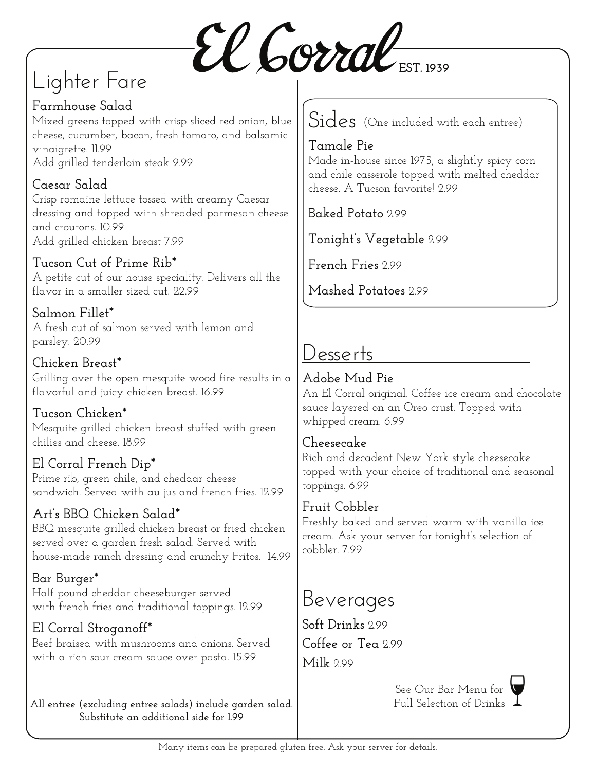# El Corral

EST. 1939

## Lighter Fare

### Farmhouse Salad
Mixed greens topped with crisp sliced red onion, blue cheese, cucumber, bacon, fresh tomato, and balsamic vinaigrette. 11.99
Add grilled tenderloin steak 9.99

### Caesar Salad
Crisp romaine lettuce tossed with creamy Caesar dressing and topped with shredded parmesan cheese and croutons. 10.99
Add grilled chicken breast 7.99

### Tucson Cut of Prime Rib*
A petite cut of our house speciality. Delivers all the flavor in a smaller sized cut. 22.99

### Salmon Fillet*
A fresh cut of salmon served with lemon and parsley. 20.99

### Chicken Breast*
Grilling over the open mesquite wood fire results in a flavorful and juicy chicken breast. 16.99

### Tucson Chicken*
Mesquite grilled chicken breast stuffed with green chilies and cheese. 18.99

### El Corral French Dip*
Prime rib, green chile, and cheddar cheese sandwich. Served with au jus and french fries. 12.99

### Art's BBQ Chicken Salad*
BBQ mesquite grilled chicken breast or fried chicken served over a garden fresh salad. Served with house-made ranch dressing and crunchy Fritos. 14.99

### Bar Burger*
Half pound cheddar cheeseburger served with french fries and traditional toppings. 12.99

### El Corral Stroganoff*
Beef braised with mushrooms and onions. Served with a rich sour cream sauce over pasta. 15.99

**All entree (excluding entree salads) include garden salad. Substitute an additional side for 1.99**

## Sides (One included with each entree)

### Tamale Pie
Made in-house since 1975, a slightly spicy corn and chile casserole topped with melted cheddar cheese. A Tucson favorite! 2.99

**Baked Potato** 2.99

**Tonight's Vegetable** 2.99

**French Fries** 2.99

**Mashed Potatoes** 2.99

## Desserts

### Adobe Mud Pie
An El Corral original. Coffee ice cream and chocolate sauce layered on an Oreo crust. Topped with whipped cream. 6.99

### Cheesecake
Rich and decadent New York style cheesecake topped with your choice of traditional and seasonal toppings. 6.99

### Fruit Cobbler
Freshly baked and served warm with vanilla ice cream. Ask your server for tonight's selection of cobbler. 7.99

## Beverages

**Soft Drinks** 2.99

**Coffee or Tea** 2.99

**Milk** 2.99

See Our Bar Menu for Full Selection of Drinks

Many items can be prepared gluten-free. Ask your server for details.